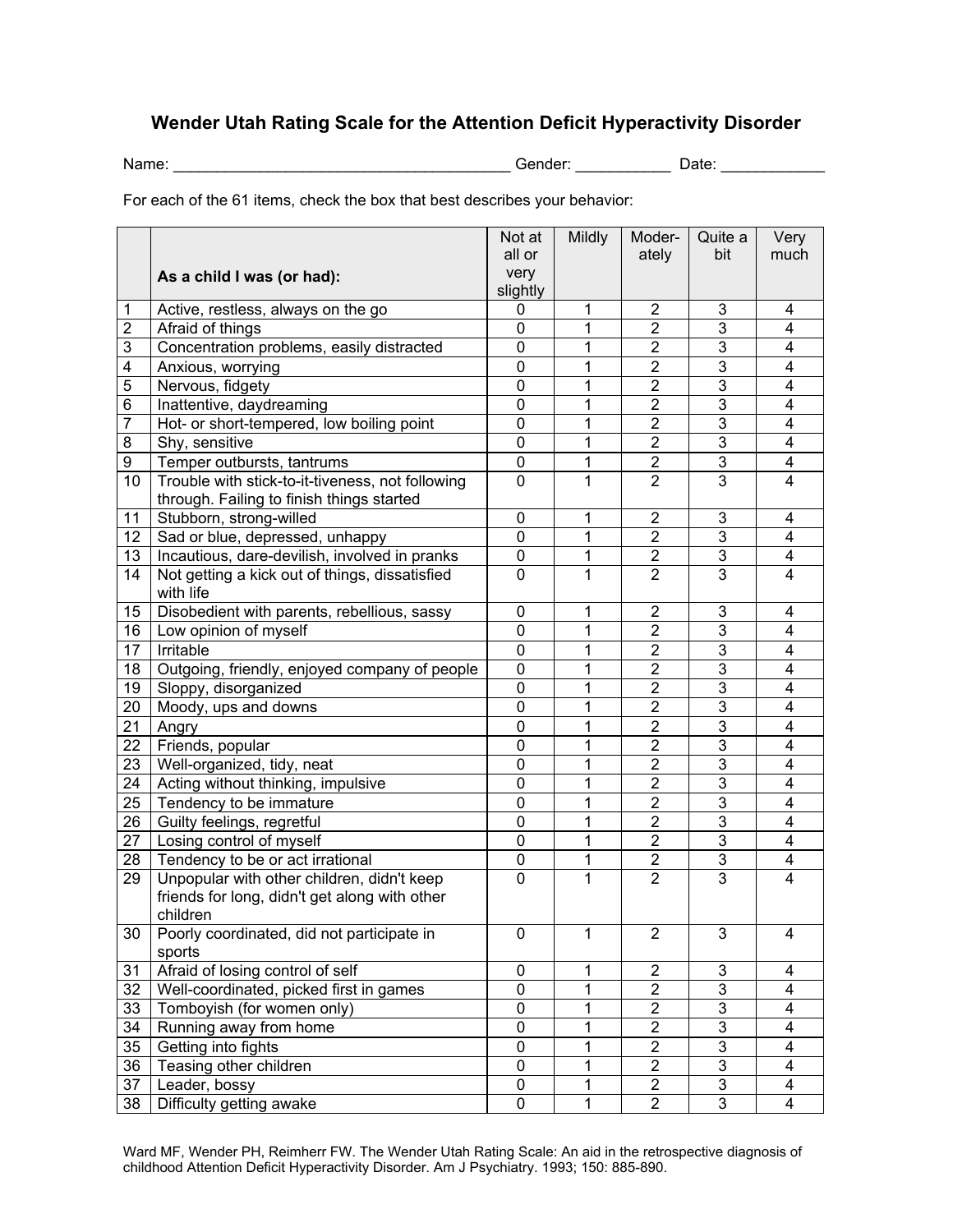# Wender Utah Rating Scale for the Attention Deficit Hyperactivity Disorder

Name: ________________________________________ Gender: ___________ Date: ____________

For each of the 61 items, check the box that best describes your behavior:

| | As a child I was (or had): | Not at all or very slightly | Mildly | Moder-ately | Quite a bit | Very much |
|---|---|---|---|---|---|---|
| 1 | Active, restless, always on the go | 0 | 1 | 2 | 3 | 4 |
| 2 | Afraid of things | 0 | 1 | 2 | 3 | 4 |
| 3 | Concentration problems, easily distracted | 0 | 1 | 2 | 3 | 4 |
| 4 | Anxious, worrying | 0 | 1 | 2 | 3 | 4 |
| 5 | Nervous, fidgety | 0 | 1 | 2 | 3 | 4 |
| 6 | Inattentive, daydreaming | 0 | 1 | 2 | 3 | 4 |
| 7 | Hot- or short-tempered, low boiling point | 0 | 1 | 2 | 3 | 4 |
| 8 | Shy, sensitive | 0 | 1 | 2 | 3 | 4 |
| 9 | Temper outbursts, tantrums | 0 | 1 | 2 | 3 | 4 |
| 10 | Trouble with stick-to-it-tiveness, not following through. Failing to finish things started | 0 | 1 | 2 | 3 | 4 |
| 11 | Stubborn, strong-willed | 0 | 1 | 2 | 3 | 4 |
| 12 | Sad or blue, depressed, unhappy | 0 | 1 | 2 | 3 | 4 |
| 13 | Incautious, dare-devilish, involved in pranks | 0 | 1 | 2 | 3 | 4 |
| 14 | Not getting a kick out of things, dissatisfied with life | 0 | 1 | 2 | 3 | 4 |
| 15 | Disobedient with parents, rebellious, sassy | 0 | 1 | 2 | 3 | 4 |
| 16 | Low opinion of myself | 0 | 1 | 2 | 3 | 4 |
| 17 | Irritable | 0 | 1 | 2 | 3 | 4 |
| 18 | Outgoing, friendly, enjoyed company of people | 0 | 1 | 2 | 3 | 4 |
| 19 | Sloppy, disorganized | 0 | 1 | 2 | 3 | 4 |
| 20 | Moody, ups and downs | 0 | 1 | 2 | 3 | 4 |
| 21 | Angry | 0 | 1 | 2 | 3 | 4 |
| 22 | Friends, popular | 0 | 1 | 2 | 3 | 4 |
| 23 | Well-organized, tidy, neat | 0 | 1 | 2 | 3 | 4 |
| 24 | Acting without thinking, impulsive | 0 | 1 | 2 | 3 | 4 |
| 25 | Tendency to be immature | 0 | 1 | 2 | 3 | 4 |
| 26 | Guilty feelings, regretful | 0 | 1 | 2 | 3 | 4 |
| 27 | Losing control of myself | 0 | 1 | 2 | 3 | 4 |
| 28 | Tendency to be or act irrational | 0 | 1 | 2 | 3 | 4 |
| 29 | Unpopular with other children, didn't keep friends for long, didn't get along with other children | 0 | 1 | 2 | 3 | 4 |
| 30 | Poorly coordinated, did not participate in sports | 0 | 1 | 2 | 3 | 4 |
| 31 | Afraid of losing control of self | 0 | 1 | 2 | 3 | 4 |
| 32 | Well-coordinated, picked first in games | 0 | 1 | 2 | 3 | 4 |
| 33 | Tomboyish (for women only) | 0 | 1 | 2 | 3 | 4 |
| 34 | Running away from home | 0 | 1 | 2 | 3 | 4 |
| 35 | Getting into fights | 0 | 1 | 2 | 3 | 4 |
| 36 | Teasing other children | 0 | 1 | 2 | 3 | 4 |
| 37 | Leader, bossy | 0 | 1 | 2 | 3 | 4 |
| 38 | Difficulty getting awake | 0 | 1 | 2 | 3 | 4 |

Ward MF, Wender PH, Reimherr FW. The Wender Utah Rating Scale: An aid in the retrospective diagnosis of childhood Attention Deficit Hyperactivity Disorder. Am J Psychiatry. 1993; 150: 885-890.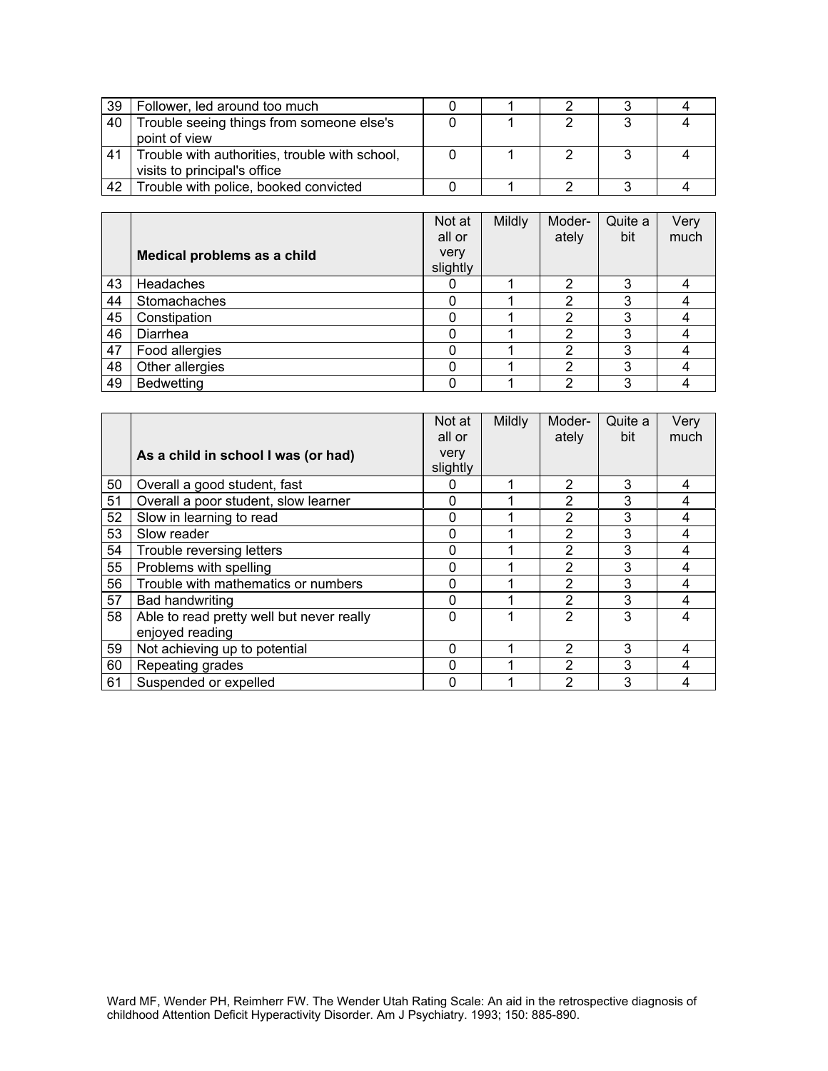| | | | | | | |
|---|---|---|---|---|---|---|
| 39 | Follower, led around too much | 0 | 1 | 2 | 3 | 4 |
| 40 | Trouble seeing things from someone else's point of view | 0 | 1 | 2 | 3 | 4 |
| 41 | Trouble with authorities, trouble with school, visits to principal's office | 0 | 1 | 2 | 3 | 4 |
| 42 | Trouble with police, booked convicted | 0 | 1 | 2 | 3 | 4 |

| | **Medical problems as a child** | Not at all or very slightly | Mildly | Moder-ately | Quite a bit | Very much |
|---|---|---|---|---|---|---|
| 43 | Headaches | 0 | 1 | 2 | 3 | 4 |
| 44 | Stomachaches | 0 | 1 | 2 | 3 | 4 |
| 45 | Constipation | 0 | 1 | 2 | 3 | 4 |
| 46 | Diarrhea | 0 | 1 | 2 | 3 | 4 |
| 47 | Food allergies | 0 | 1 | 2 | 3 | 4 |
| 48 | Other allergies | 0 | 1 | 2 | 3 | 4 |
| 49 | Bedwetting | 0 | 1 | 2 | 3 | 4 |

| | **As a child in school I was (or had)** | Not at all or very slightly | Mildly | Moder-ately | Quite a bit | Very much |
|---|---|---|---|---|---|---|
| 50 | Overall a good student, fast | 0 | 1 | 2 | 3 | 4 |
| 51 | Overall a poor student, slow learner | 0 | 1 | 2 | 3 | 4 |
| 52 | Slow in learning to read | 0 | 1 | 2 | 3 | 4 |
| 53 | Slow reader | 0 | 1 | 2 | 3 | 4 |
| 54 | Trouble reversing letters | 0 | 1 | 2 | 3 | 4 |
| 55 | Problems with spelling | 0 | 1 | 2 | 3 | 4 |
| 56 | Trouble with mathematics or numbers | 0 | 1 | 2 | 3 | 4 |
| 57 | Bad handwriting | 0 | 1 | 2 | 3 | 4 |
| 58 | Able to read pretty well but never really enjoyed reading | 0 | 1 | 2 | 3 | 4 |
| 59 | Not achieving up to potential | 0 | 1 | 2 | 3 | 4 |
| 60 | Repeating grades | 0 | 1 | 2 | 3 | 4 |
| 61 | Suspended or expelled | 0 | 1 | 2 | 3 | 4 |

Ward MF, Wender PH, Reimherr FW. The Wender Utah Rating Scale: An aid in the retrospective diagnosis of childhood Attention Deficit Hyperactivity Disorder. Am J Psychiatry. 1993; 150: 885-890.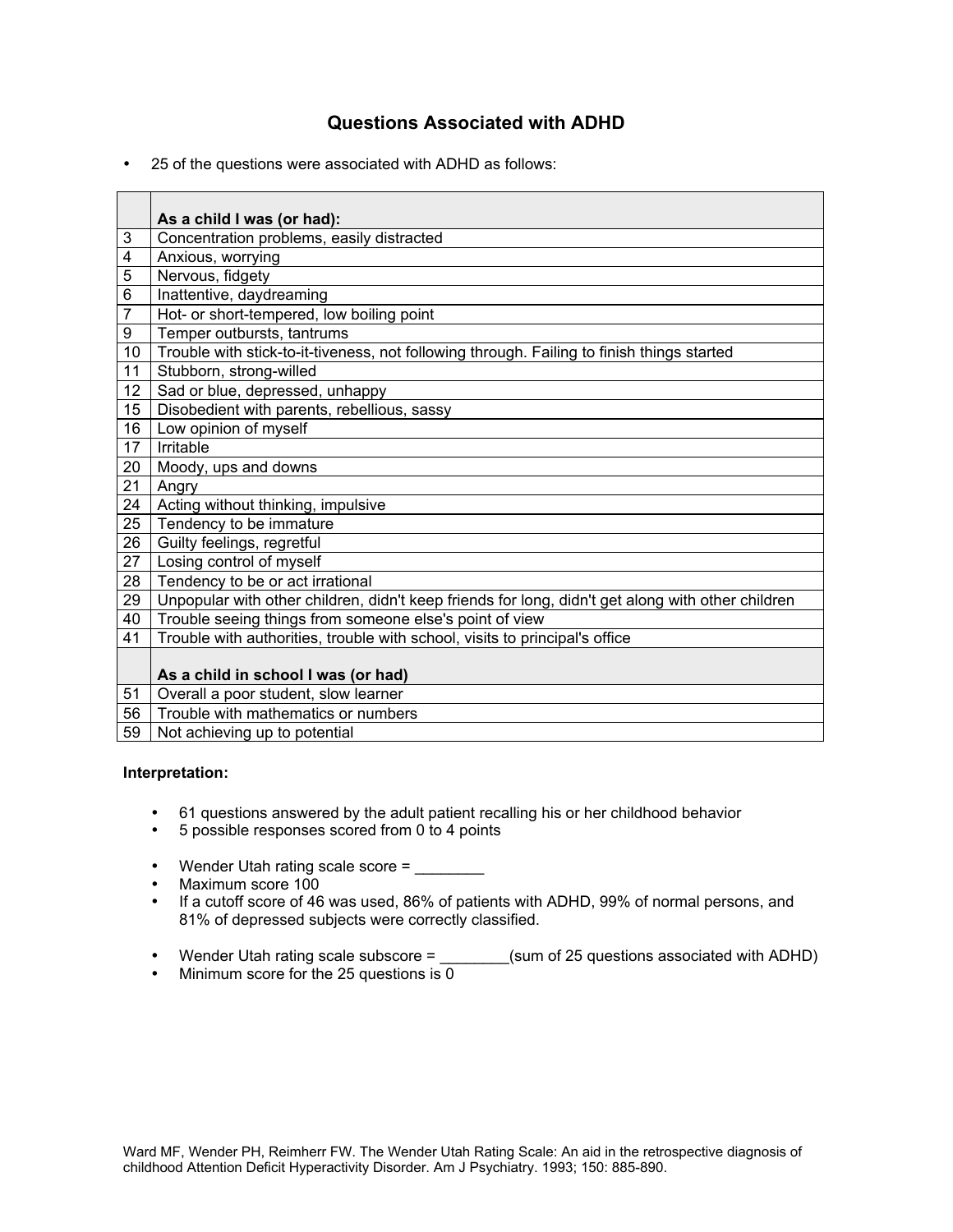## Questions Associated with ADHD

- 25 of the questions were associated with ADHD as follows:

| | **As a child I was (or had):** |
|---|---|
| 3 | Concentration problems, easily distracted |
| 4 | Anxious, worrying |
| 5 | Nervous, fidgety |
| 6 | Inattentive, daydreaming |
| 7 | Hot- or short-tempered, low boiling point |
| 9 | Temper outbursts, tantrums |
| 10 | Trouble with stick-to-it-tiveness, not following through. Failing to finish things started |
| 11 | Stubborn, strong-willed |
| 12 | Sad or blue, depressed, unhappy |
| 15 | Disobedient with parents, rebellious, sassy |
| 16 | Low opinion of myself |
| 17 | Irritable |
| 20 | Moody, ups and downs |
| 21 | Angry |
| 24 | Acting without thinking, impulsive |
| 25 | Tendency to be immature |
| 26 | Guilty feelings, regretful |
| 27 | Losing control of myself |
| 28 | Tendency to be or act irrational |
| 29 | Unpopular with other children, didn't keep friends for long, didn't get along with other children |
| 40 | Trouble seeing things from someone else's point of view |
| 41 | Trouble with authorities, trouble with school, visits to principal's office |
| | **As a child in school I was (or had)** |
| 51 | Overall a poor student, slow learner |
| 56 | Trouble with mathematics or numbers |
| 59 | Not achieving up to potential |

**Interpretation:**

- 61 questions answered by the adult patient recalling his or her childhood behavior
- 5 possible responses scored from 0 to 4 points

- Wender Utah rating scale score = ________
- Maximum score 100
- If a cutoff score of 46 was used, 86% of patients with ADHD, 99% of normal persons, and 81% of depressed subjects were correctly classified.

- Wender Utah rating scale subscore = ________(sum of 25 questions associated with ADHD)
- Minimum score for the 25 questions is 0

Ward MF, Wender PH, Reimherr FW. The Wender Utah Rating Scale: An aid in the retrospective diagnosis of childhood Attention Deficit Hyperactivity Disorder. Am J Psychiatry. 1993; 150: 885-890.